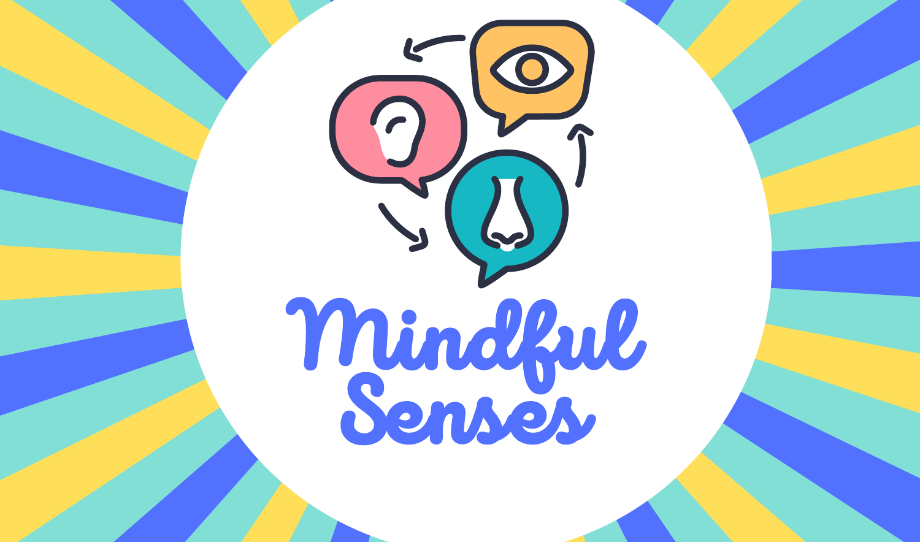# Mindful Senses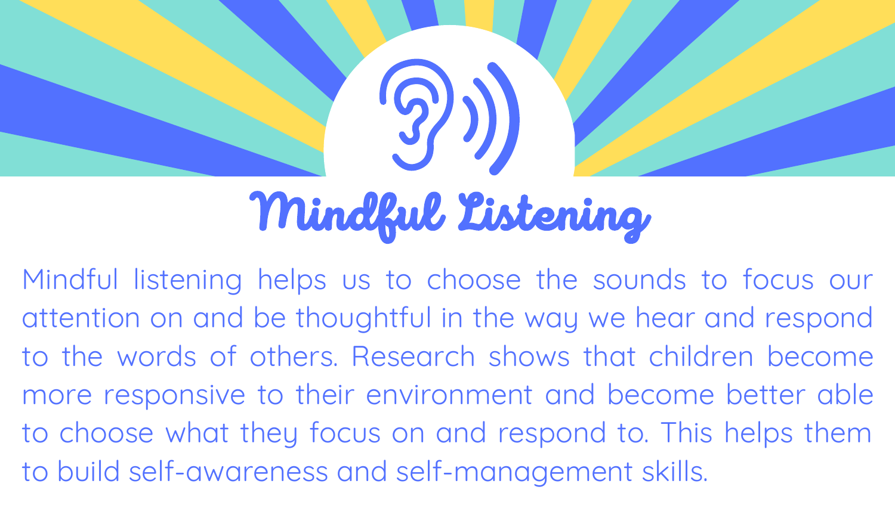# Mindful Listening

Mindful listening helps us to choose the sounds to focus our attention on and be thoughtful in the way we hear and respond to the words of others. Research shows that children become more responsive to their environment and become better able to choose what they focus on and respond to. This helps them to build self-awareness and self-management skills.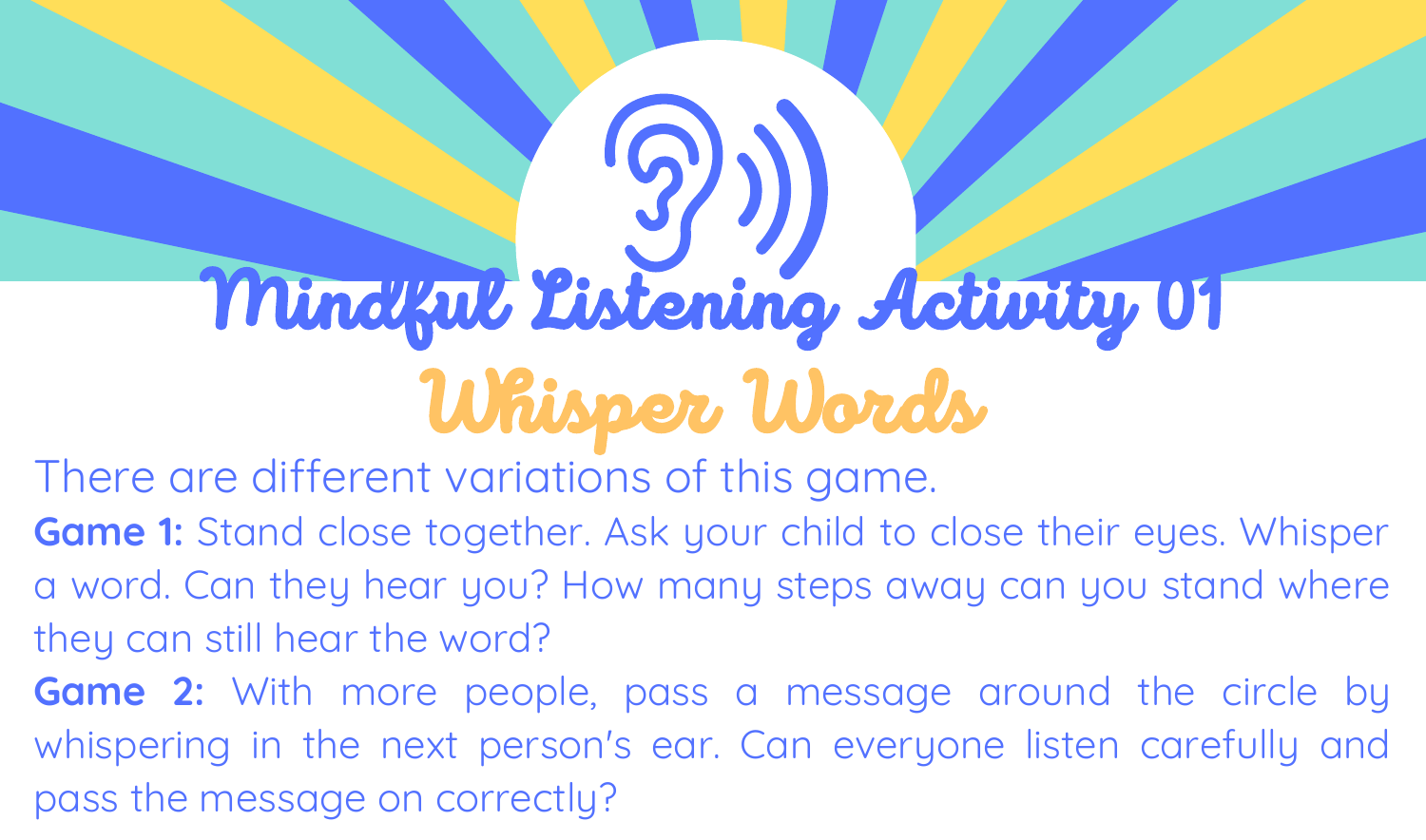# Mindful Listening Activity 01

## Whisper Words

There are different variations of this game.

**Game 1:** Stand close together. Ask your child to close their eyes. Whisper a word. Can they hear you? How many steps away can you stand where they can still hear the word?

**Game 2:** With more people, pass a message around the circle by whispering in the next person's ear. Can everyone listen carefully and pass the message on correctly?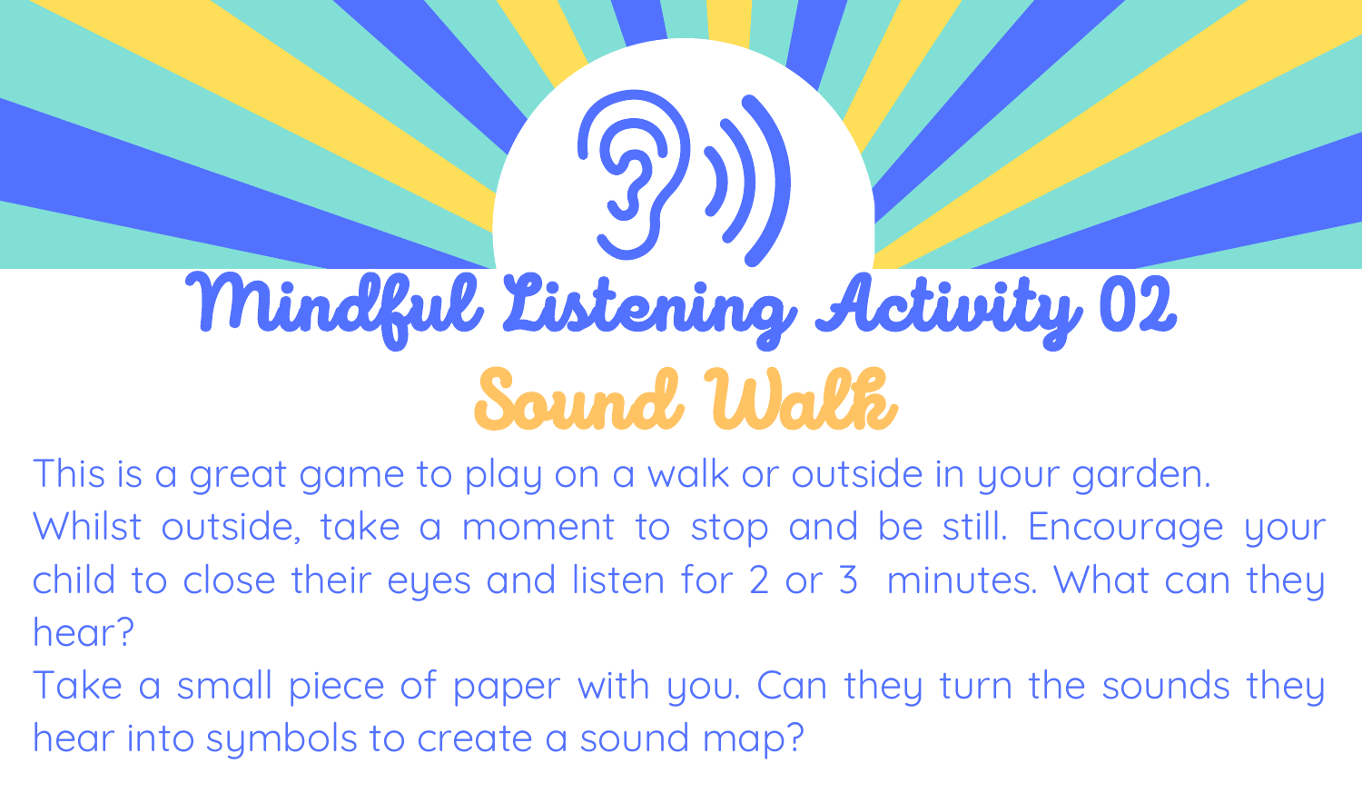# Mindful Listening Activity 02

## Sound Walk

This is a great game to play on a walk or outside in your garden.

Whilst outside, take a moment to stop and be still. Encourage your child to close their eyes and listen for 2 or 3 minutes. What can they hear?

Take a small piece of paper with you. Can they turn the sounds they hear into symbols to create a sound map?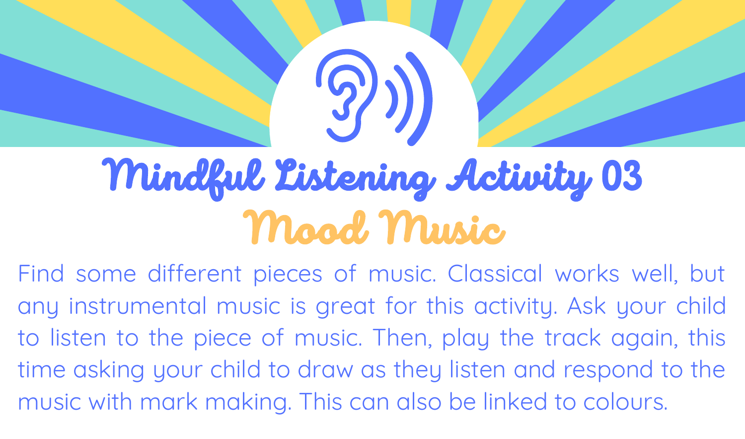# Mindful Listening Activity 03

## Mood Music

Find some different pieces of music. Classical works well, but any instrumental music is great for this activity. Ask your child to listen to the piece of music. Then, play the track again, this time asking your child to draw as they listen and respond to the music with mark making. This can also be linked to colours.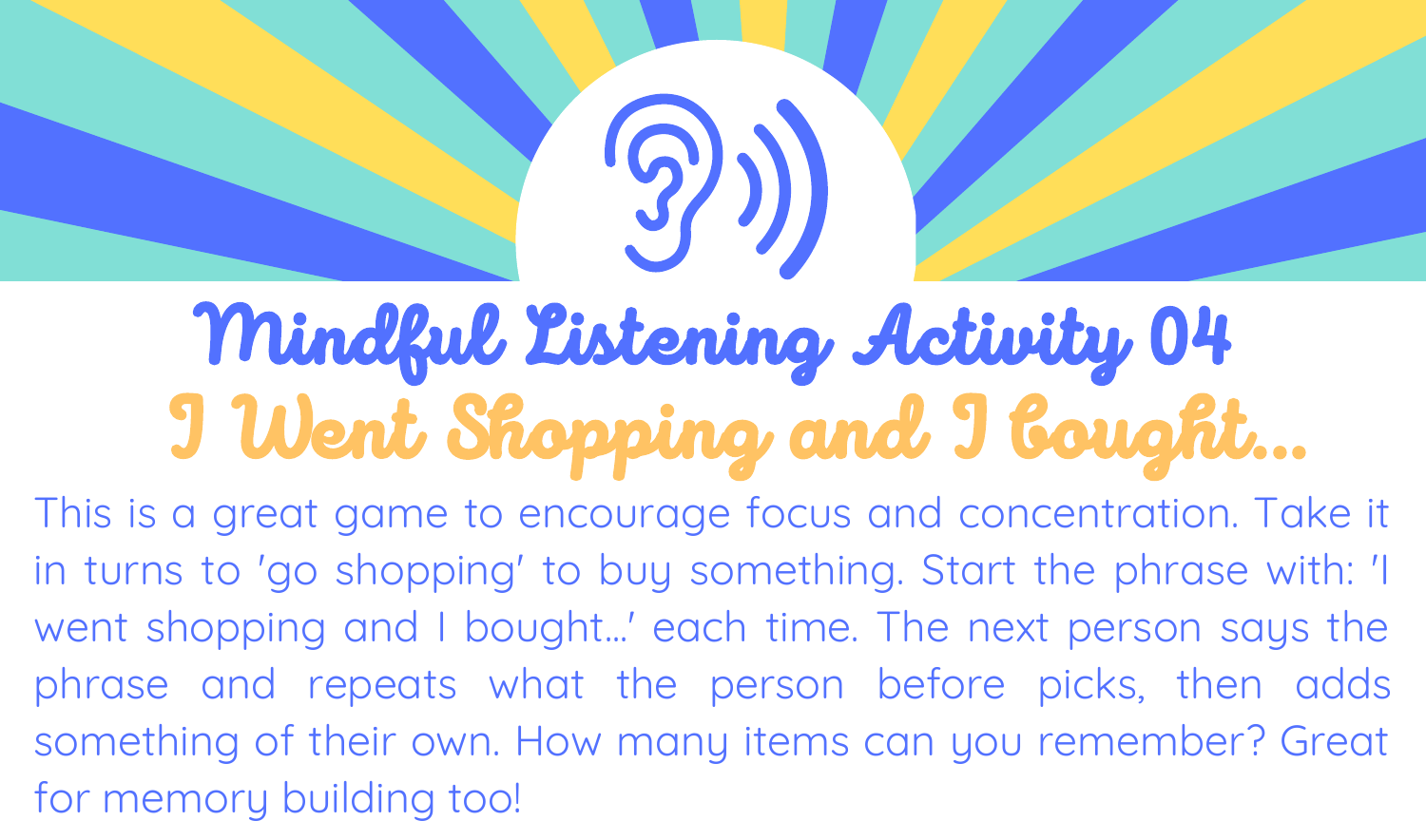# Mindful Listening Activity 04

## I Went Shopping and I bought...

This is a great game to encourage focus and concentration. Take it in turns to 'go shopping' to buy something. Start the phrase with: 'I went shopping and I bought...' each time. The next person says the phrase and repeats what the person before picks, then adds something of their own. How many items can you remember? Great for memory building too!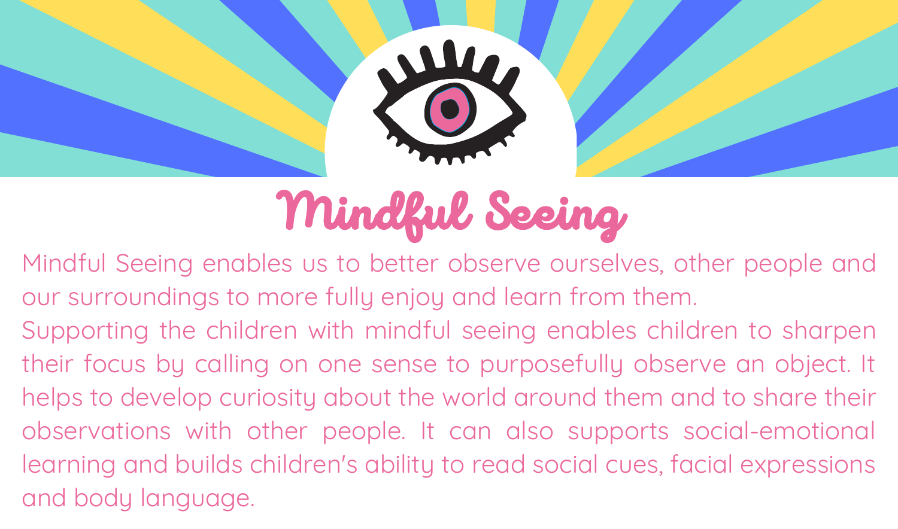# Mindful Seeing

Mindful Seeing enables us to better observe ourselves, other people and our surroundings to more fully enjoy and learn from them.

Supporting the children with mindful seeing enables children to sharpen their focus by calling on one sense to purposefully observe an object. It helps to develop curiosity about the world around them and to share their observations with other people. It can also supports social-emotional learning and builds children's ability to read social cues, facial expressions and body language.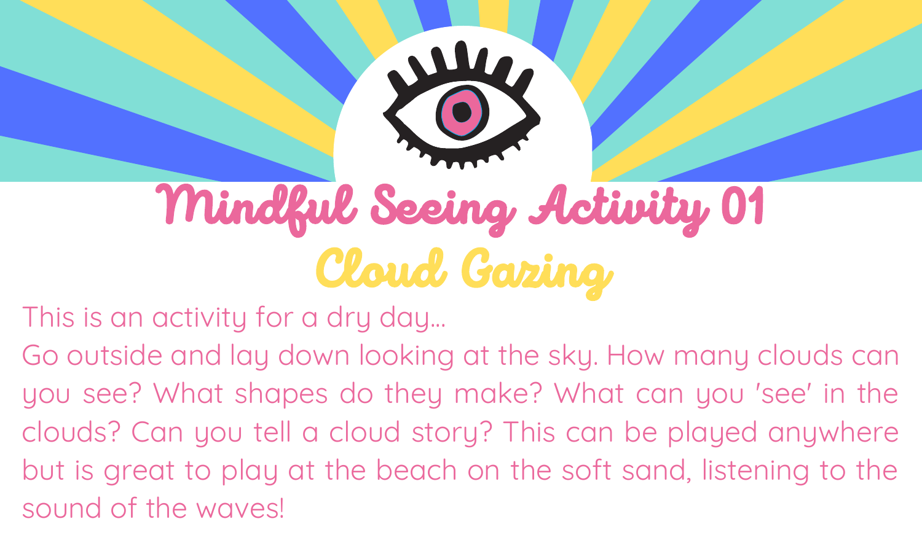# Mindful Seeing Activity 01

## Cloud Gazing

This is an activity for a dry day...

Go outside and lay down looking at the sky. How many clouds can you see? What shapes do they make? What can you 'see' in the clouds? Can you tell a cloud story? This can be played anywhere but is great to play at the beach on the soft sand, listening to the sound of the waves!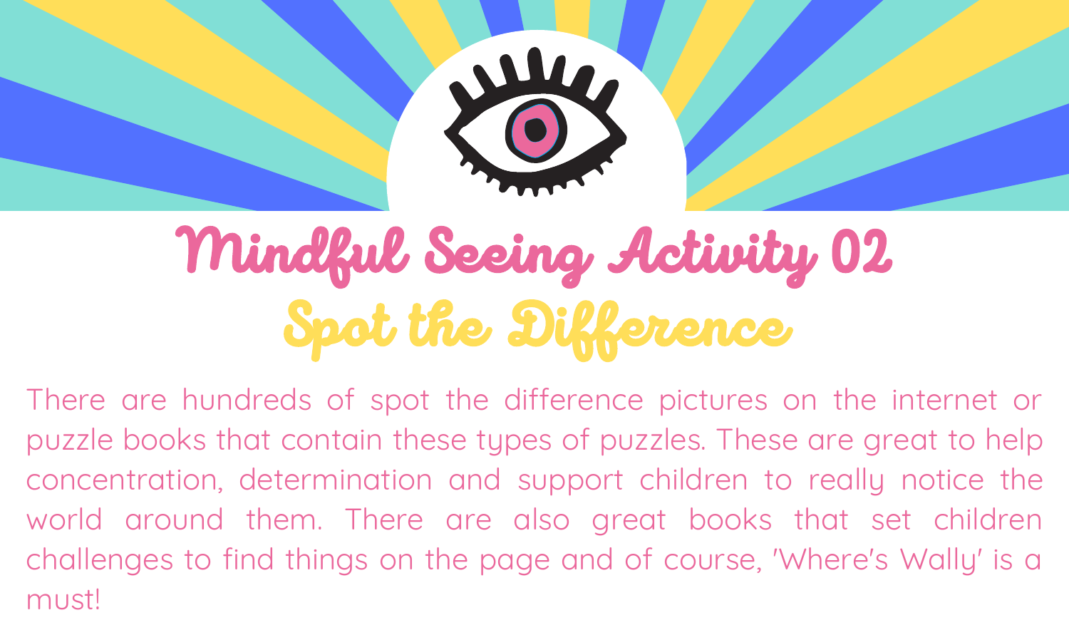# Mindful Seeing Activity 02

## Spot the Difference

There are hundreds of spot the difference pictures on the internet or puzzle books that contain these types of puzzles. These are great to help concentration, determination and support children to really notice the world around them. There are also great books that set children challenges to find things on the page and of course, 'Where's Wally' is a must!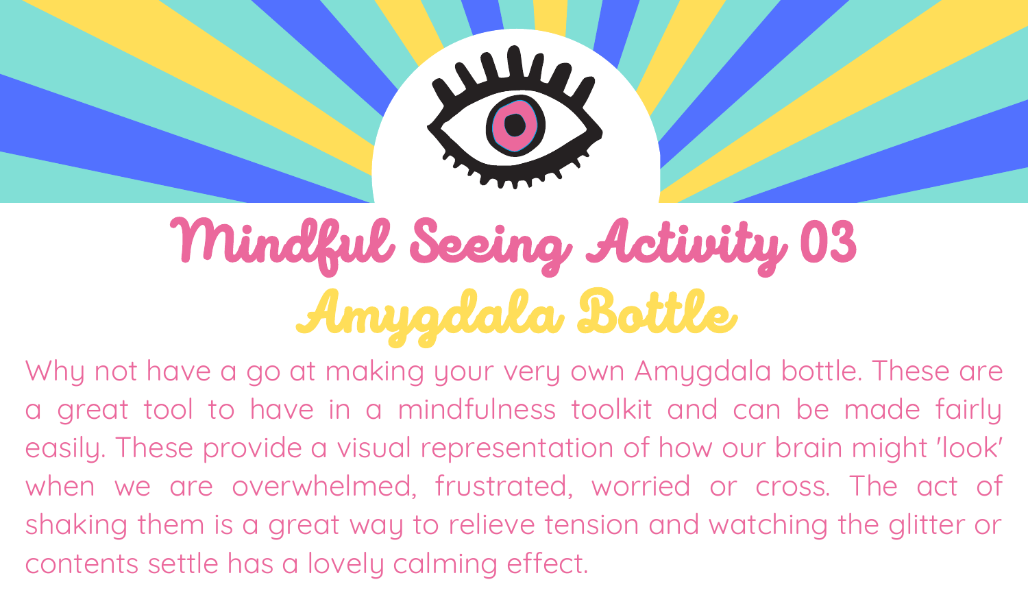# Mindful Seeing Activity 03

## Amygdala Bottle

Why not have a go at making your very own Amygdala bottle. These are a great tool to have in a mindfulness toolkit and can be made fairly easily. These provide a visual representation of how our brain might 'look' when we are overwhelmed, frustrated, worried or cross. The act of shaking them is a great way to relieve tension and watching the glitter or contents settle has a lovely calming effect.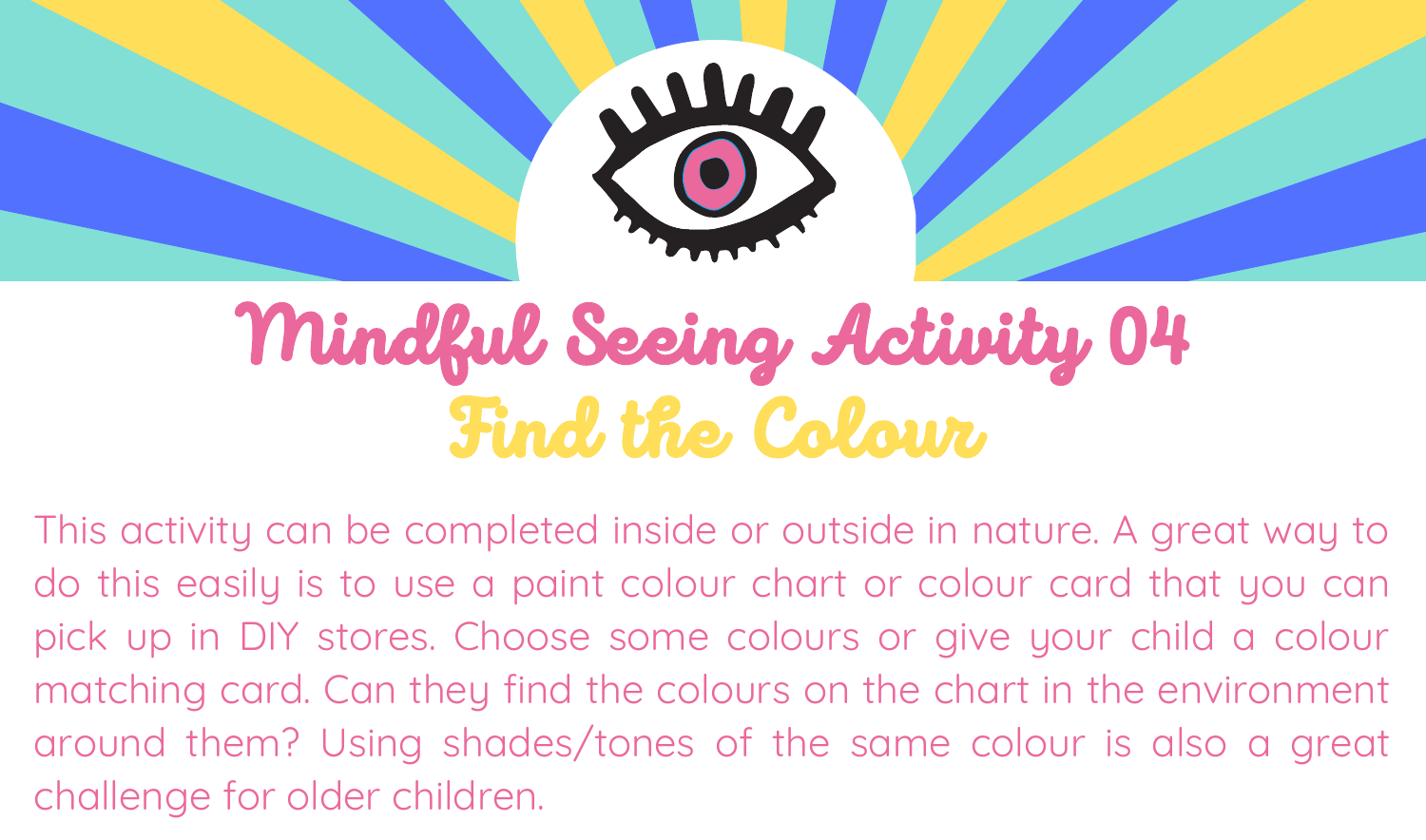# Mindful Seeing Activity 04

## Find the Colour

This activity can be completed inside or outside in nature. A great way to do this easily is to use a paint colour chart or colour card that you can pick up in DIY stores. Choose some colours or give your child a colour matching card. Can they find the colours on the chart in the environment around them? Using shades/tones of the same colour is also a great challenge for older children.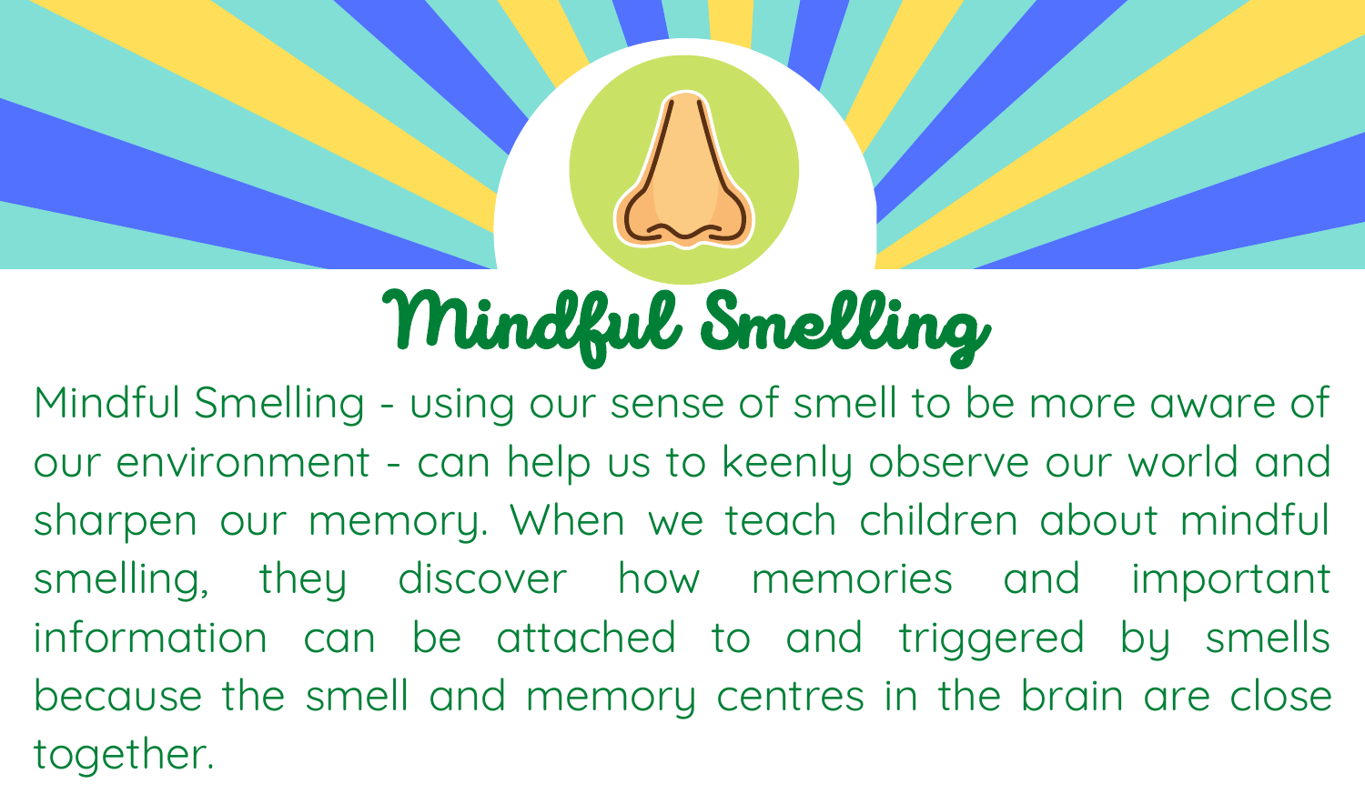# Mindful Smelling

Mindful Smelling - using our sense of smell to be more aware of our environment - can help us to keenly observe our world and sharpen our memory. When we teach children about mindful smelling, they discover how memories and important information can be attached to and triggered by smells because the smell and memory centres in the brain are close together.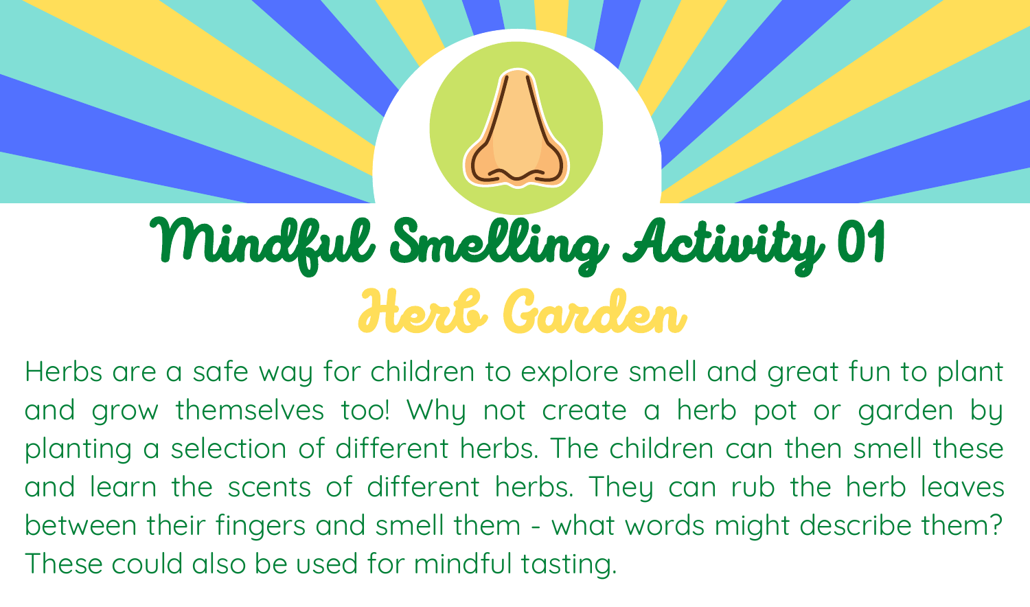# Mindful Smelling Activity 01

## Herb Garden

Herbs are a safe way for children to explore smell and great fun to plant and grow themselves too! Why not create a herb pot or garden by planting a selection of different herbs. The children can then smell these and learn the scents of different herbs. They can rub the herb leaves between their fingers and smell them - what words might describe them? These could also be used for mindful tasting.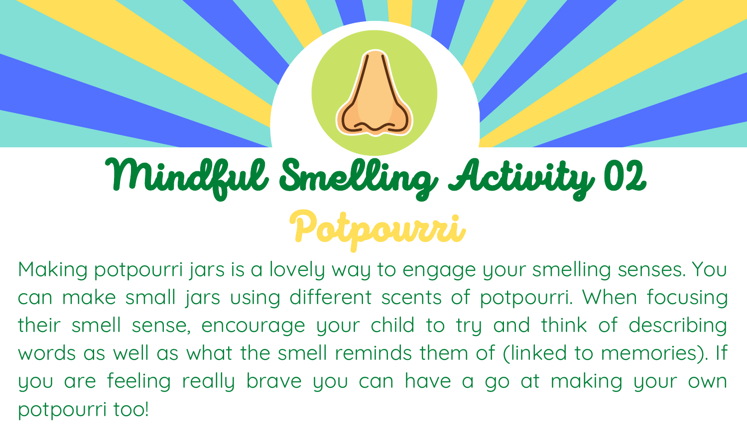# Mindful Smelling Activity 02

## Potpourri

Making potpourri jars is a lovely way to engage your smelling senses. You can make small jars using different scents of potpourri. When focusing their smell sense, encourage your child to try and think of describing words as well as what the smell reminds them of (linked to memories). If you are feeling really brave you can have a go at making your own potpourri too!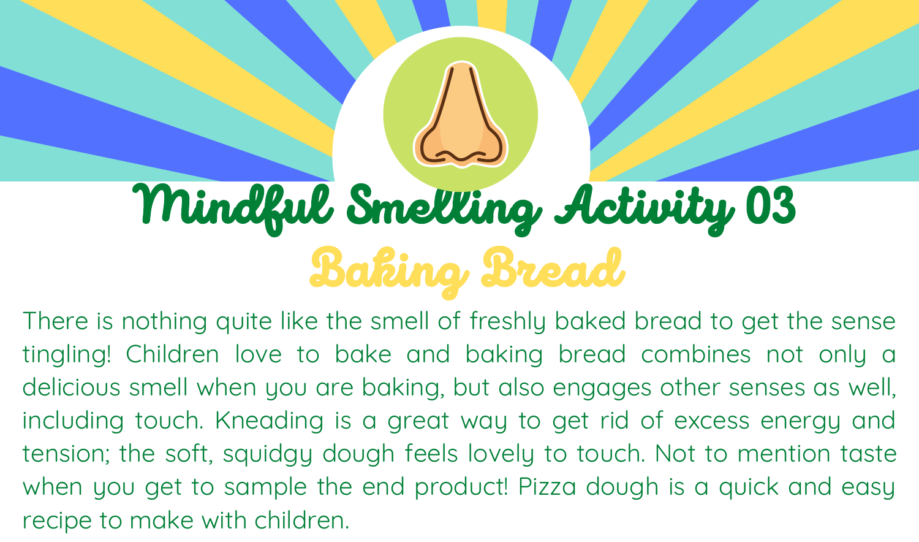# Mindful Smelling Activity 03

## Baking Bread

There is nothing quite like the smell of freshly baked bread to get the sense tingling! Children love to bake and baking bread combines not only a delicious smell when you are baking, but also engages other senses as well, including touch. Kneading is a great way to get rid of excess energy and tension; the soft, squidgy dough feels lovely to touch. Not to mention taste when you get to sample the end product! Pizza dough is a quick and easy recipe to make with children.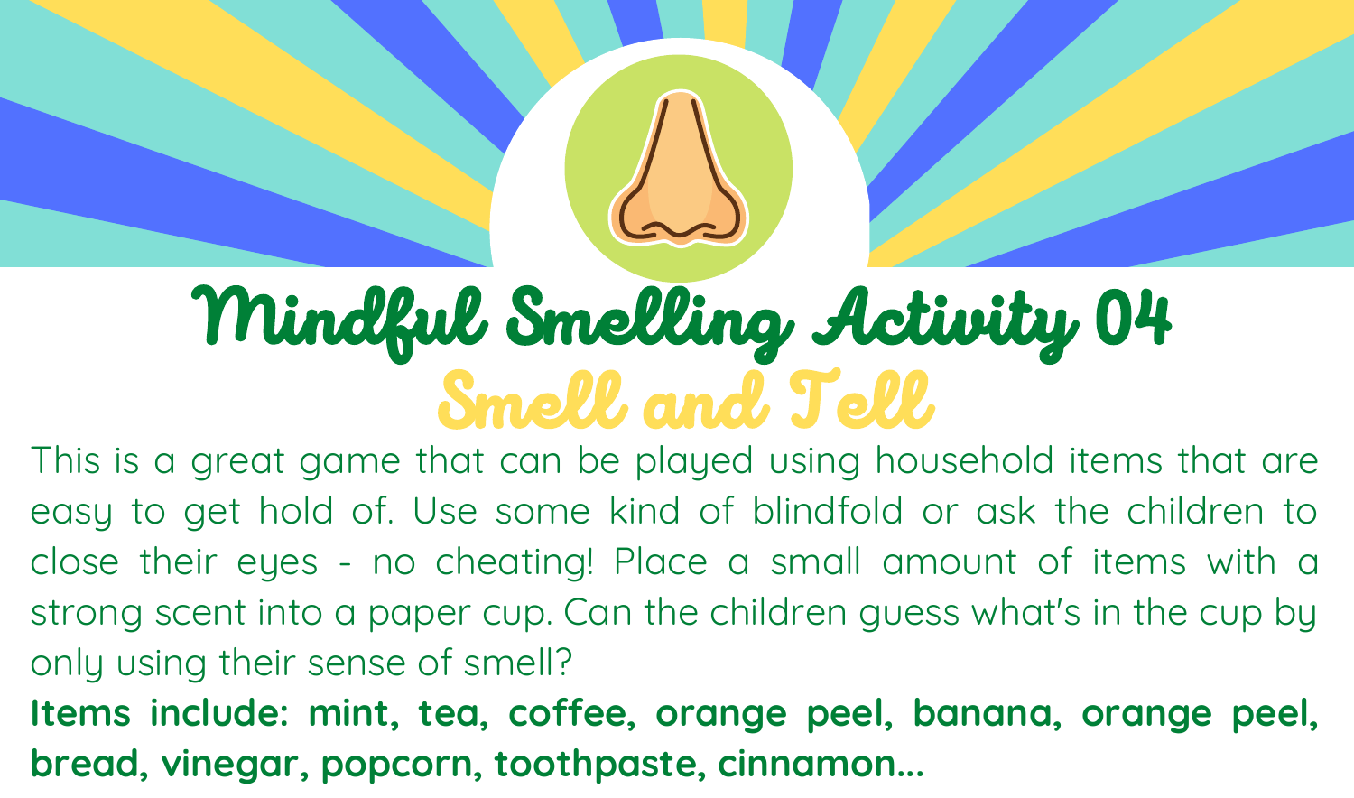# Mindful Smelling Activity 04

## Smell and Tell

This is a great game that can be played using household items that are easy to get hold of. Use some kind of blindfold or ask the children to close their eyes - no cheating! Place a small amount of items with a strong scent into a paper cup. Can the children guess what's in the cup by only using their sense of smell?

**Items include: mint, tea, coffee, orange peel, banana, orange peel, bread, vinegar, popcorn, toothpaste, cinnamon...**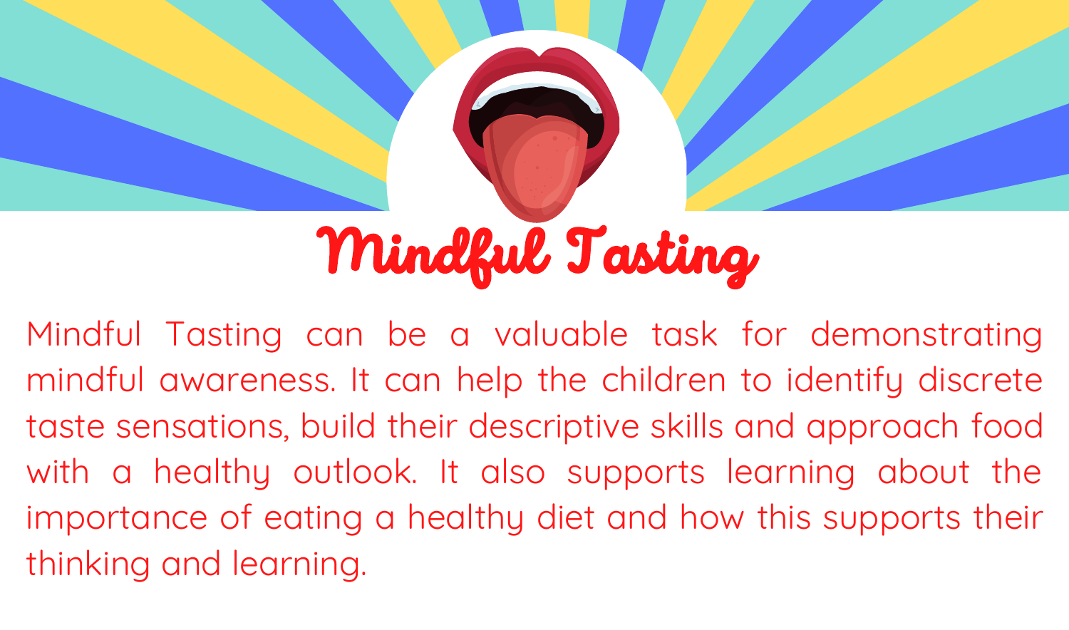# Mindful Tasting

Mindful Tasting can be a valuable task for demonstrating mindful awareness. It can help the children to identify discrete taste sensations, build their descriptive skills and approach food with a healthy outlook. It also supports learning about the importance of eating a healthy diet and how this supports their thinking and learning.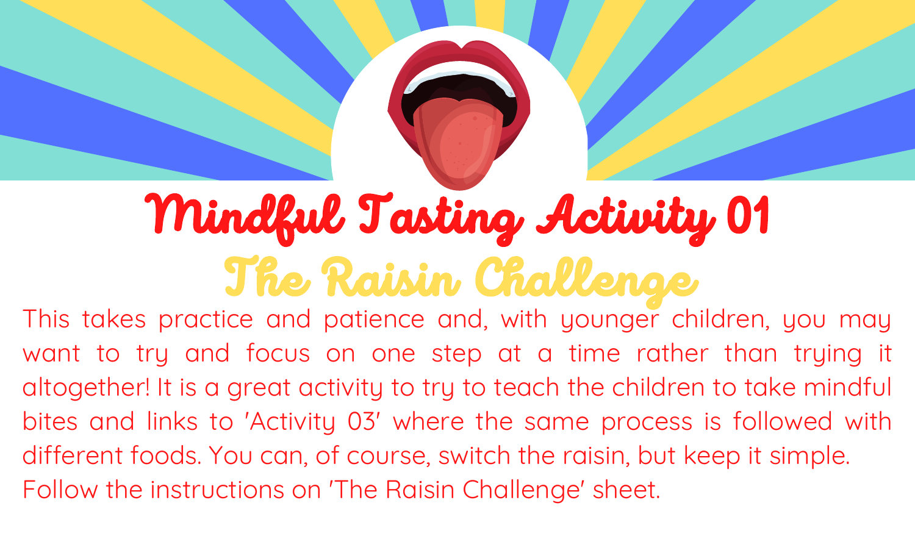# Mindful Tasting Activity 01

## The Raisin Challenge

This takes practice and patience and, with younger children, you may want to try and focus on one step at a time rather than trying it altogether! It is a great activity to try to teach the children to take mindful bites and links to 'Activity 03' where the same process is followed with different foods. You can, of course, switch the raisin, but keep it simple.

Follow the instructions on 'The Raisin Challenge' sheet.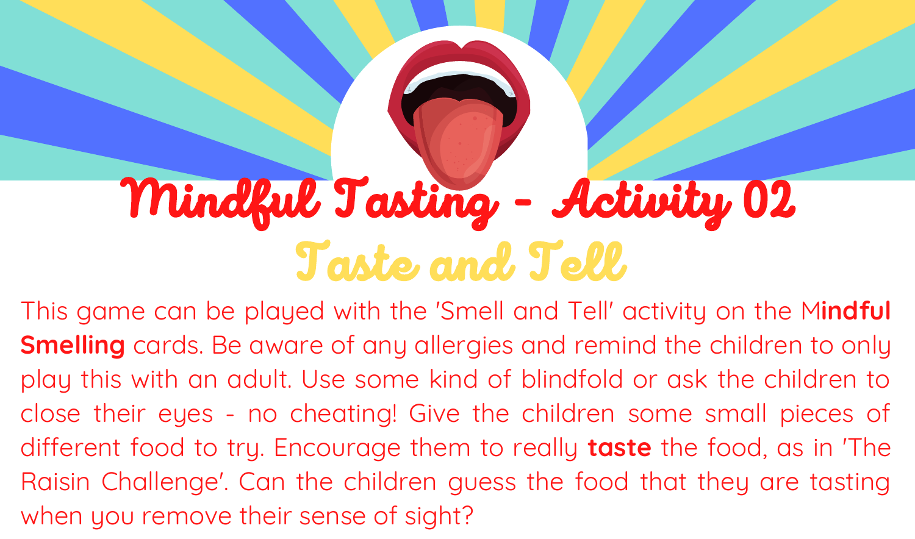# Mindful Tasting - Activity 02

## Taste and Tell

This game can be played with the 'Smell and Tell' activity on the M**indful Smelling** cards. Be aware of any allergies and remind the children to only play this with an adult. Use some kind of blindfold or ask the children to close their eyes - no cheating! Give the children some small pieces of different food to try. Encourage them to really **taste** the food, as in 'The Raisin Challenge'. Can the children guess the food that they are tasting when you remove their sense of sight?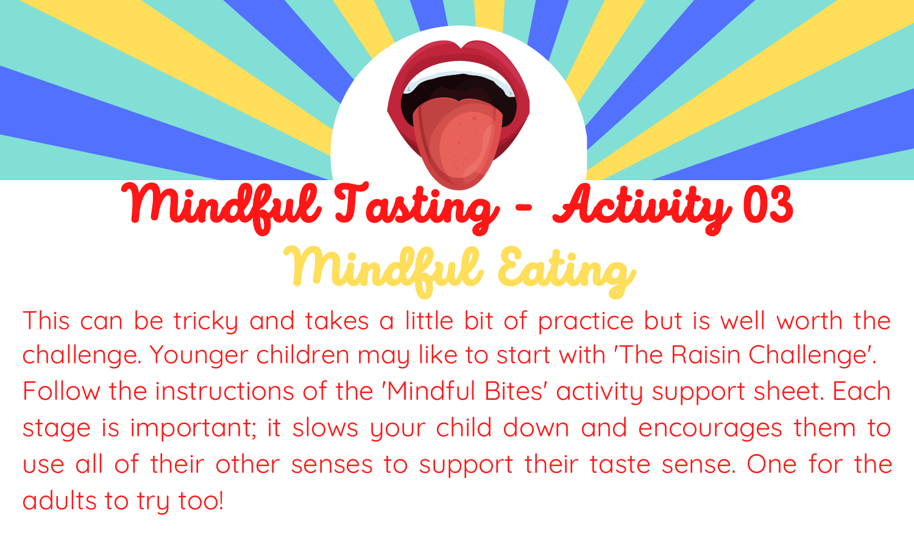# Mindful Tasting - Activity 03

## Mindful Eating

This can be tricky and takes a little bit of practice but is well worth the challenge. Younger children may like to start with 'The Raisin Challenge'. Follow the instructions of the 'Mindful Bites' activity support sheet. Each stage is important; it slows your child down and encourages them to use all of their other senses to support their taste sense. One for the adults to try too!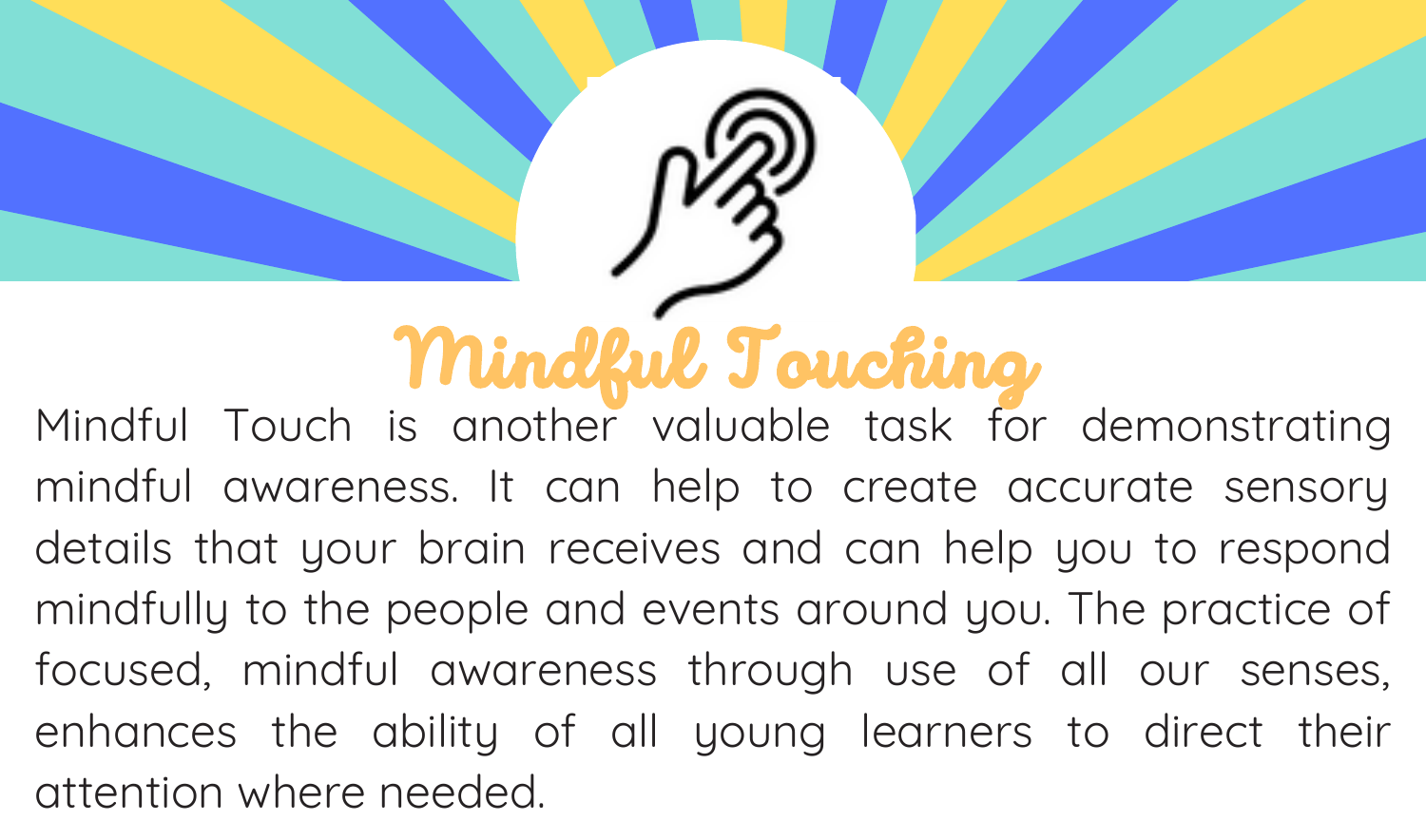# Mindful Touching

Mindful Touch is another valuable task for demonstrating mindful awareness. It can help to create accurate sensory details that your brain receives and can help you to respond mindfully to the people and events around you. The practice of focused, mindful awareness through use of all our senses, enhances the ability of all young learners to direct their attention where needed.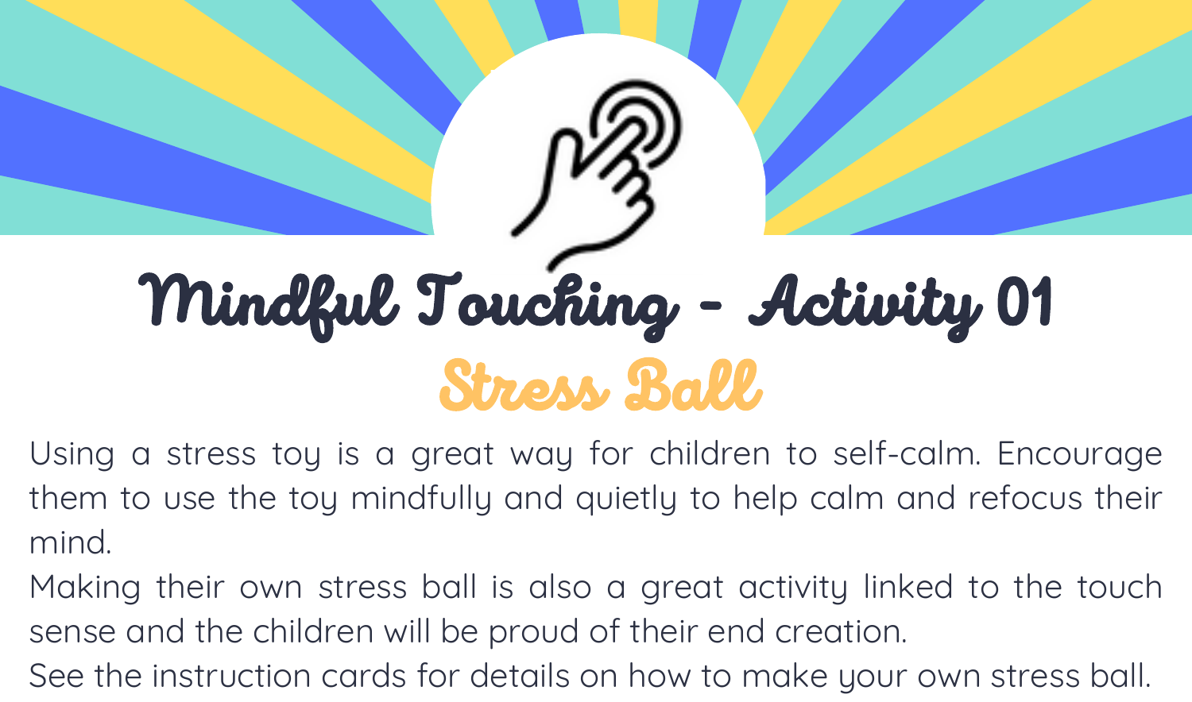# Mindful Touching - Activity 01

## Stress Ball

Using a stress toy is a great way for children to self-calm. Encourage them to use the toy mindfully and quietly to help calm and refocus their mind.

Making their own stress ball is also a great activity linked to the touch sense and the children will be proud of their end creation.

See the instruction cards for details on how to make your own stress ball.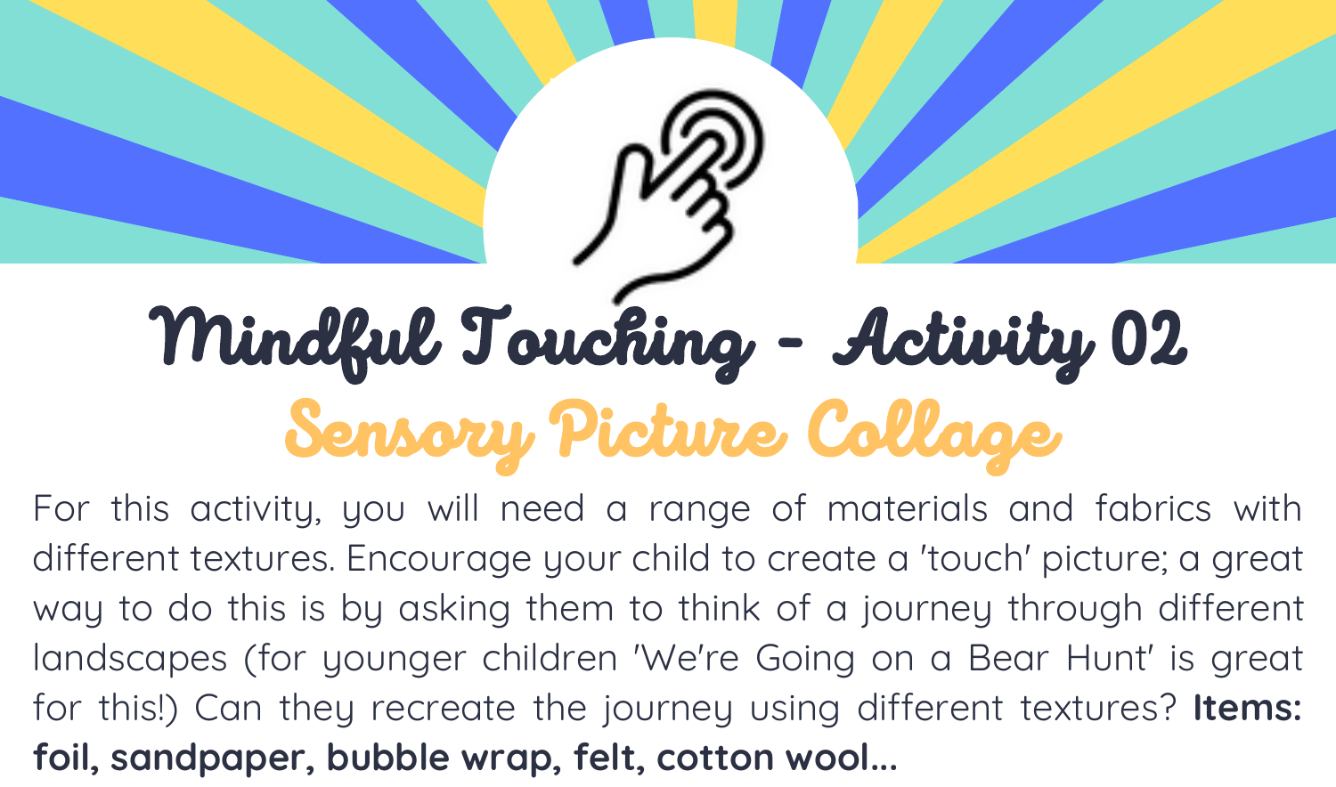# Mindful Touching - Activity 02

## Sensory Picture Collage

For this activity, you will need a range of materials and fabrics with different textures. Encourage your child to create a 'touch' picture; a great way to do this is by asking them to think of a journey through different landscapes (for younger children 'We're Going on a Bear Hunt' is great for this!) Can they recreate the journey using different textures? **Items: foil, sandpaper, bubble wrap, felt, cotton wool...**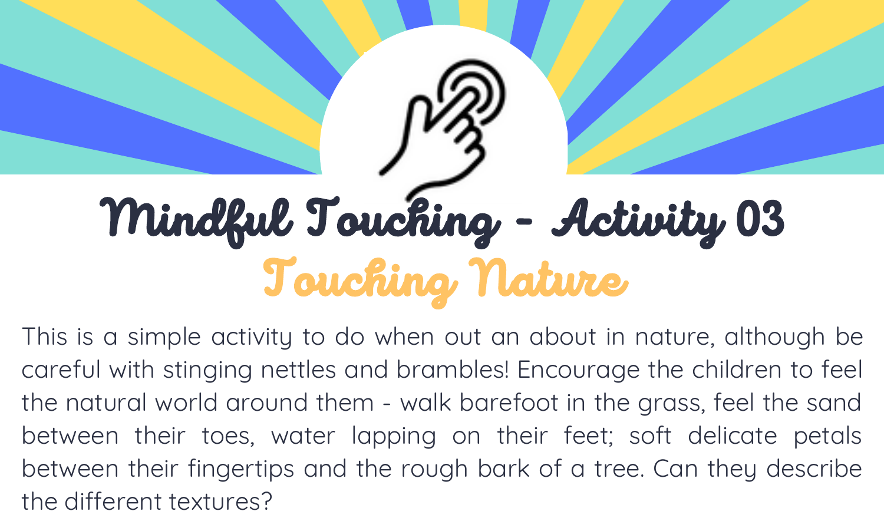# Mindful Touching - Activity 03

## Touching Nature

This is a simple activity to do when out an about in nature, although be careful with stinging nettles and brambles! Encourage the children to feel the natural world around them - walk barefoot in the grass, feel the sand between their toes, water lapping on their feet; soft delicate petals between their fingertips and the rough bark of a tree. Can they describe the different textures?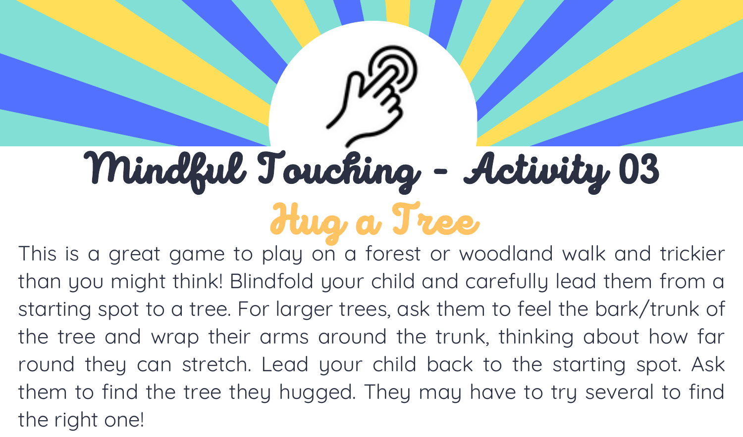# Mindful Touching - Activity 03

## Hug a Tree

This is a great game to play on a forest or woodland walk and trickier than you might think! Blindfold your child and carefully lead them from a starting spot to a tree. For larger trees, ask them to feel the bark/trunk of the tree and wrap their arms around the trunk, thinking about how far round they can stretch. Lead your child back to the starting spot. Ask them to find the tree they hugged. They may have to try several to find the right one!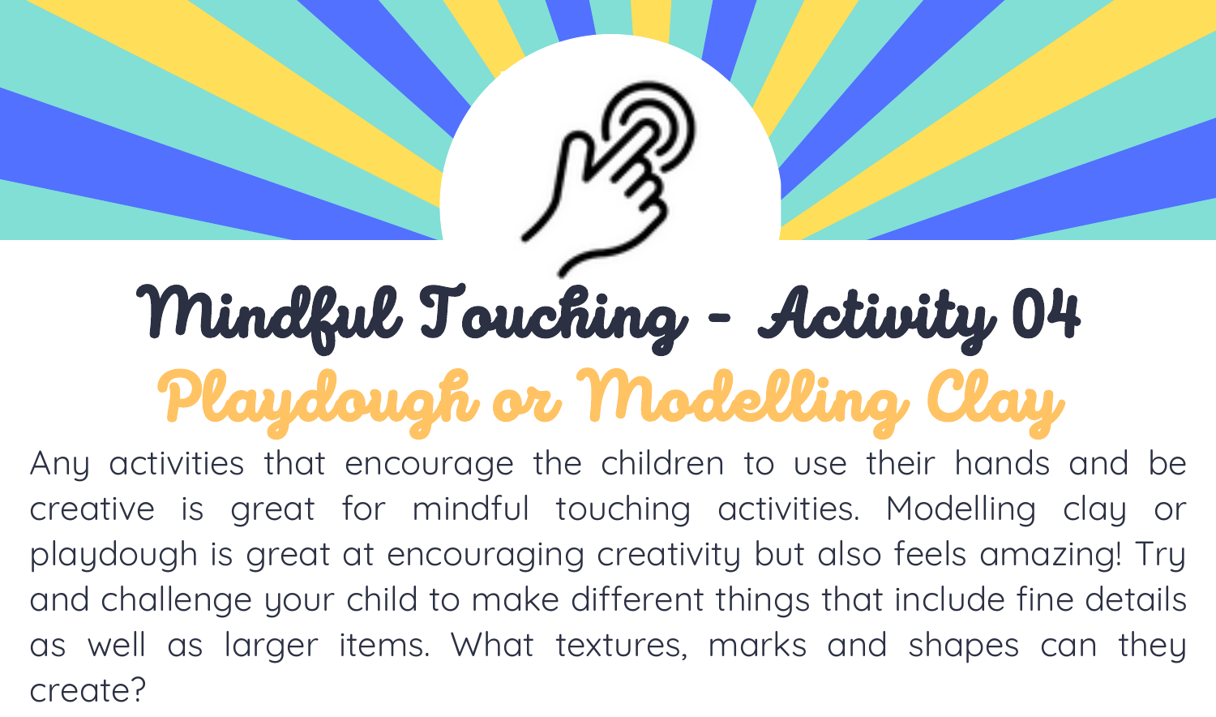# Mindful Touching - Activity 04

## Playdough or Modelling Clay

Any activities that encourage the children to use their hands and be creative is great for mindful touching activities. Modelling clay or playdough is great at encouraging creativity but also feels amazing! Try and challenge your child to make different things that include fine details as well as larger items. What textures, marks and shapes can they create?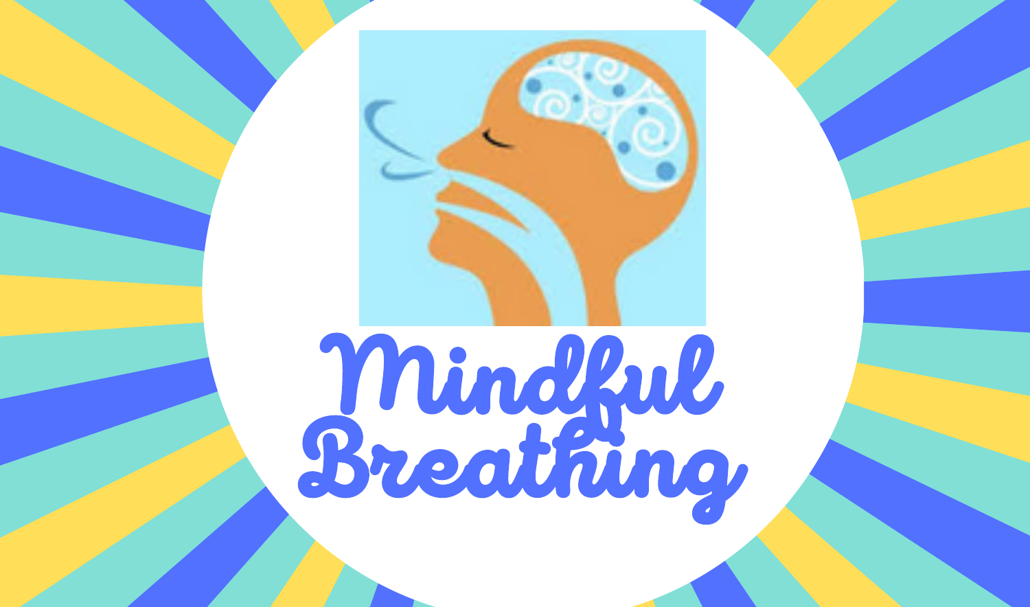# Mindful Breathing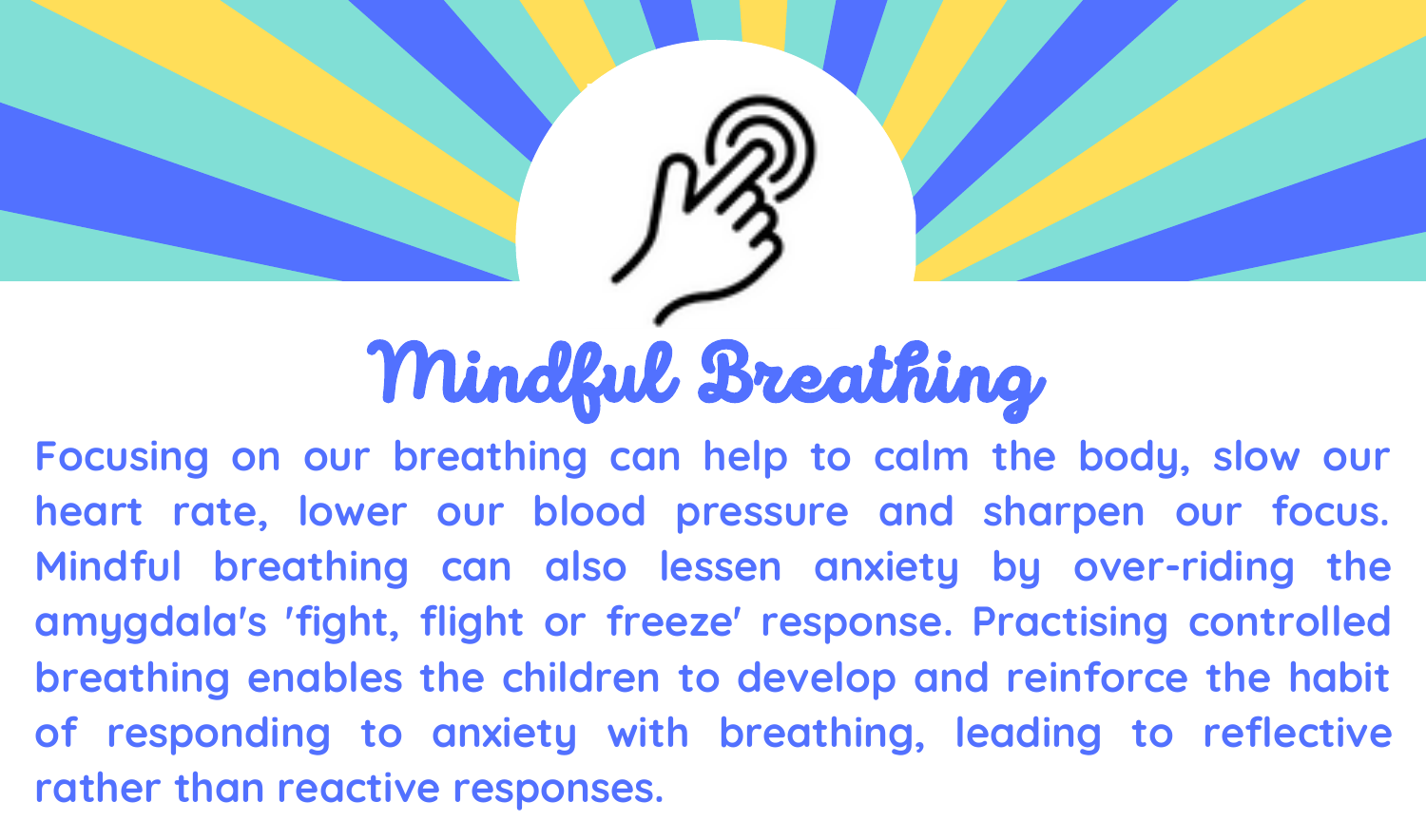# Mindful Breathing

Focusing on our breathing can help to calm the body, slow our heart rate, lower our blood pressure and sharpen our focus. Mindful breathing can also lessen anxiety by over-riding the amygdala's 'fight, flight or freeze' response. Practising controlled breathing enables the children to develop and reinforce the habit of responding to anxiety with breathing, leading to reflective rather than reactive responses.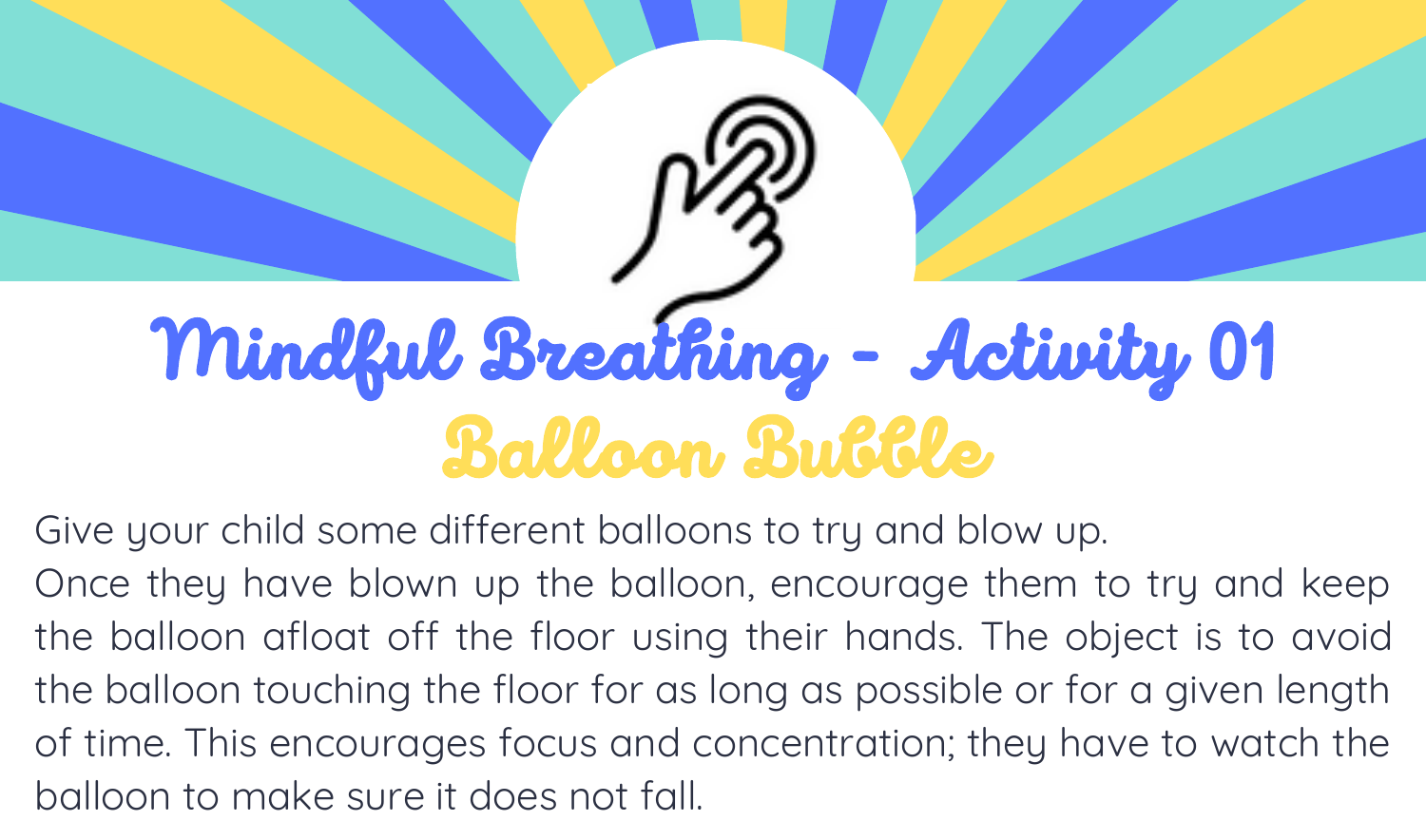# Mindful Breathing - Activity 01

## Balloon Bubble

Give your child some different balloons to try and blow up.
Once they have blown up the balloon, encourage them to try and keep the balloon afloat off the floor using their hands. The object is to avoid the balloon touching the floor for as long as possible or for a given length of time. This encourages focus and concentration; they have to watch the balloon to make sure it does not fall.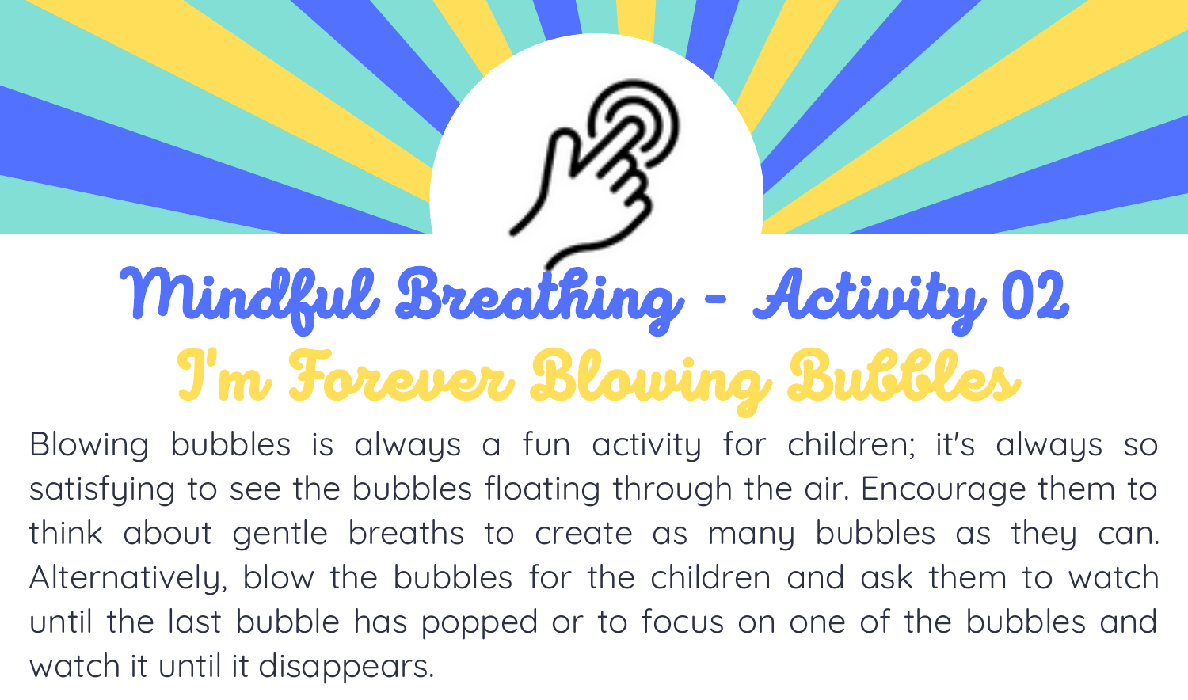# Mindful Breathing - Activity 02

## I'm Forever Blowing Bubbles

Blowing bubbles is always a fun activity for children; it's always so satisfying to see the bubbles floating through the air. Encourage them to think about gentle breaths to create as many bubbles as they can. Alternatively, blow the bubbles for the children and ask them to watch until the last bubble has popped or to focus on one of the bubbles and watch it until it disappears.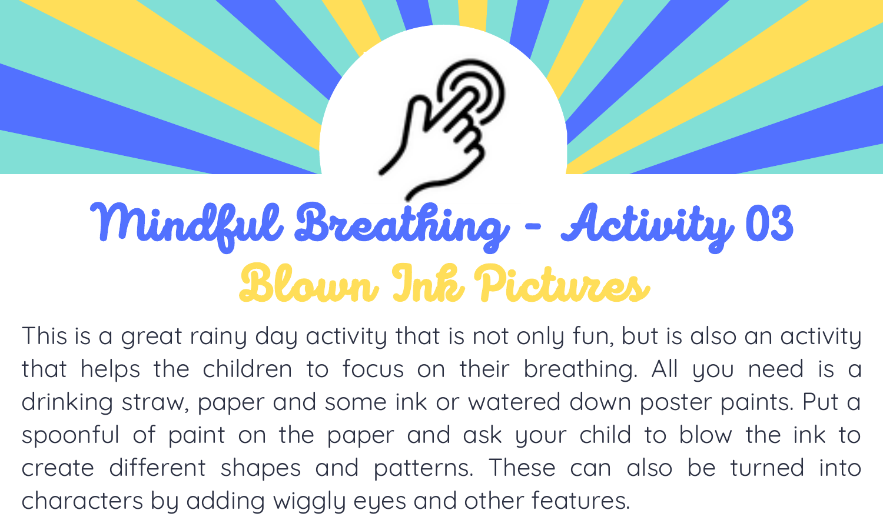# Mindful Breathing - Activity 03

## Blown Ink Pictures

This is a great rainy day activity that is not only fun, but is also an activity that helps the children to focus on their breathing. All you need is a drinking straw, paper and some ink or watered down poster paints. Put a spoonful of paint on the paper and ask your child to blow the ink to create different shapes and patterns. These can also be turned into characters by adding wiggly eyes and other features.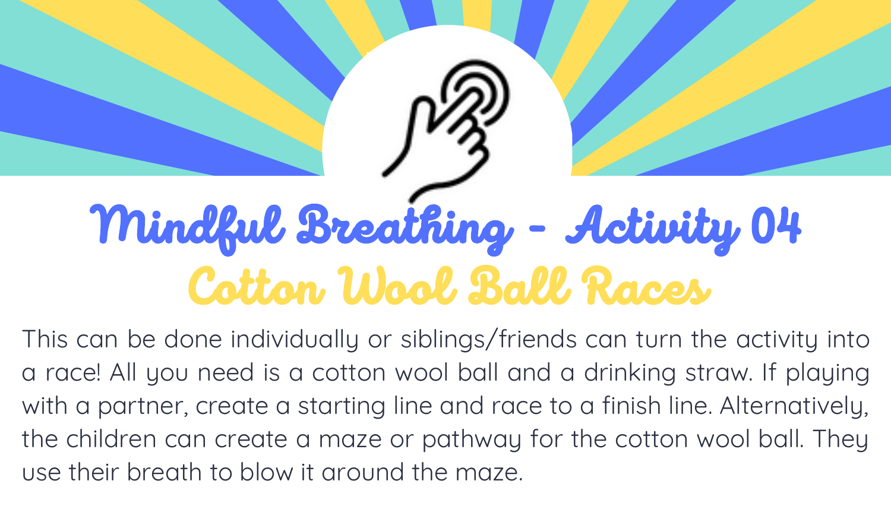# Mindful Breathing - Activity 04

## Cotton Wool Ball Races

This can be done individually or siblings/friends can turn the activity into a race! All you need is a cotton wool ball and a drinking straw. If playing with a partner, create a starting line and race to a finish line. Alternatively, the children can create a maze or pathway for the cotton wool ball. They use their breath to blow it around the maze.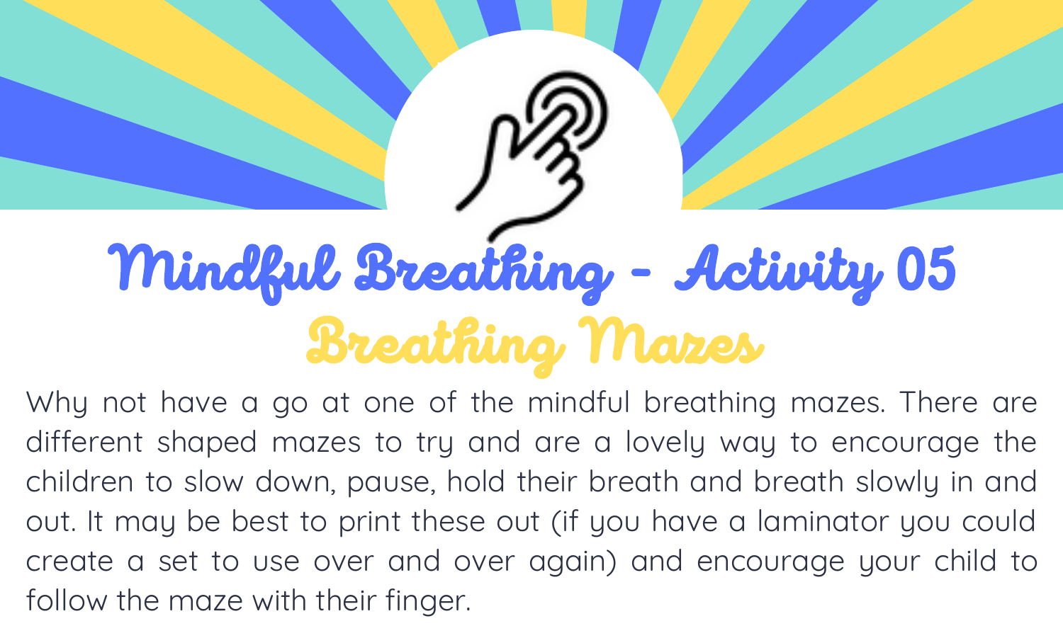# Mindful Breathing - Activity 05

## Breathing Mazes

Why not have a go at one of the mindful breathing mazes. There are different shaped mazes to try and are a lovely way to encourage the children to slow down, pause, hold their breath and breath slowly in and out. It may be best to print these out (if you have a laminator you could create a set to use over and over again) and encourage your child to follow the maze with their finger.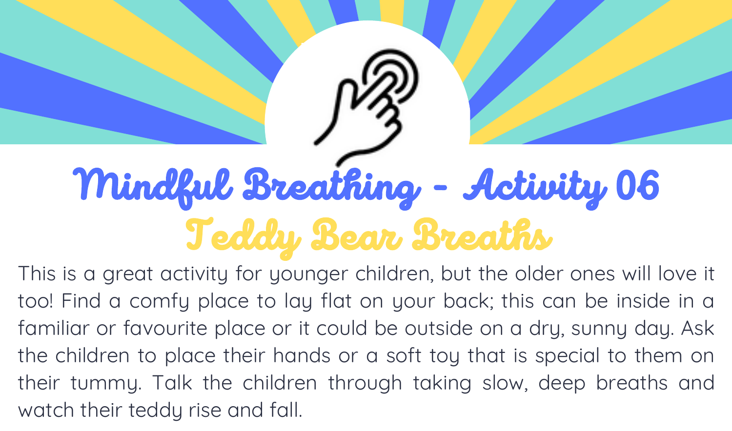# Mindful Breathing - Activity 06

## Teddy Bear Breaths

This is a great activity for younger children, but the older ones will love it too! Find a comfy place to lay flat on your back; this can be inside in a familiar or favourite place or it could be outside on a dry, sunny day. Ask the children to place their hands or a soft toy that is special to them on their tummy. Talk the children through taking slow, deep breaths and watch their teddy rise and fall.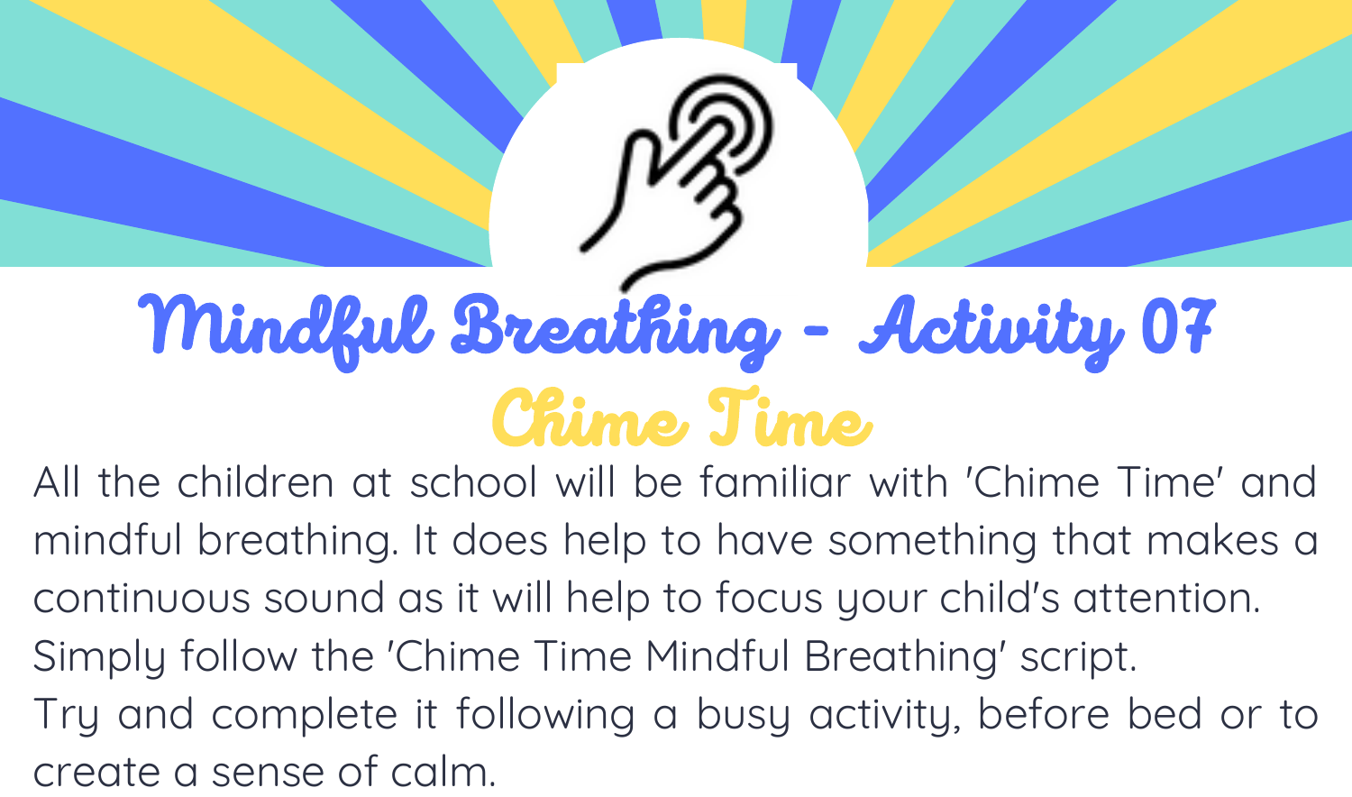# Mindful Breathing - Activity 07

## Chime Time

All the children at school will be familiar with 'Chime Time' and mindful breathing. It does help to have something that makes a continuous sound as it will help to focus your child's attention. Simply follow the 'Chime Time Mindful Breathing' script.

Try and complete it following a busy activity, before bed or to create a sense of calm.